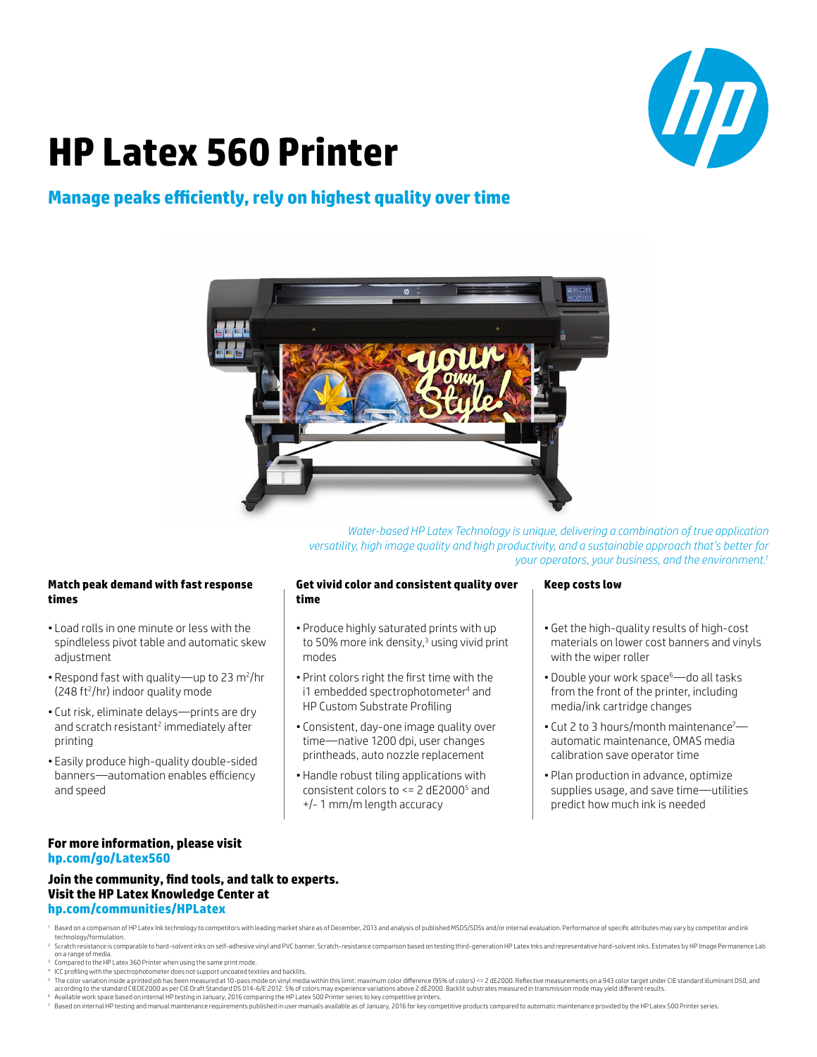# HP Latex 560 Printer

## Manage peaks efficiently, rely on highest quality over time

*Water-based HP Latex Technology is unique, delivering a combination of true application versatility, high image quality and high productivity, and a sustainable approach that's better for your operators, your business, and the environment.[1]*

### Match peak demand with fast response times

- Load rolls in one minute or less with the spindleless pivot table and automatic skew adjustment
- Respond fast with quality—up to 23 $m^2$/hr (248 $ft^2$/hr) indoor quality mode
- Cut risk, eliminate delays—prints are dry and scratch resistant[2] immediately after printing
- Easily produce high-quality double-sided banners—automation enables efficiency and speed

### Get vivid color and consistent quality over time

- Produce highly saturated prints with up to 50% more ink density,[3] using vivid print modes
- Print colors right the first time with the i1 embedded spectrophotometer[4] and HP Custom Substrate Profiling
- Consistent, day-one image quality over time—native 1200 dpi, user changes printheads, auto nozzle replacement
- Handle robust tiling applications with consistent colors to <= 2 dE2000[5] and +/- 1 mm/m length accuracy

### Keep costs low

- Get the high-quality results of high-cost materials on lower cost banners and vinyls with the wiper roller
- Double your work space[6]—do all tasks from the front of the printer, including media/ink cartridge changes
- Cut 2 to 3 hours/month maintenance[7]—automatic maintenance, OMAS media calibration save operator time
- Plan production in advance, optimize supplies usage, and save time—utilities predict how much ink is needed

**For more information, please visit**
**hp.com/go/Latex560**

**Join the community, find tools, and talk to experts. Visit the HP Latex Knowledge Center at**
**hp.com/communities/HPLatex**

1. Based on a comparison of HP Latex Ink technology to competitors with leading market share as of December, 2013 and analysis of published MSDS/SDSs and/or internal evaluation. Performance of specific attributes may vary by competitor and ink technology/formulation.
2. Scratch resistance is comparable to hard-solvent inks on self-adhesive vinyl and PVC banner. Scratch-resistance comparison based on testing third-generation HP Latex Inks and representative hard-solvent inks. Estimates by HP Image Permanence Lab on a range of media.
3. Compared to the HP Latex 360 Printer when using the same print mode.
4. ICC profiling with the spectrophotometer does not support uncoated textiles and backlits.
5. The color variation inside a printed job has been measured at 10-pass mode on vinyl media within this limit: maximum color difference (95% of colors) <= 2 dE2000. Reflective measurements on a 943 color target under CIE standard illuminant D50, and according to the standard CIEDE2000 as per CIE Draft Standard DS 014-6/E:2012. 5% of colors may experience variations above 2 dE2000. Backlit substrates measured in transmission mode may yield different results.
6. Available work space based on internal HP testing in January, 2016 comparing the HP Latex 500 Printer series to key competitive printers.
7. Based on internal HP testing and manual maintenance requirements published in user manuals available as of January, 2016 for key competitive products compared to automatic maintenance provided by the HP Latex 500 Printer series.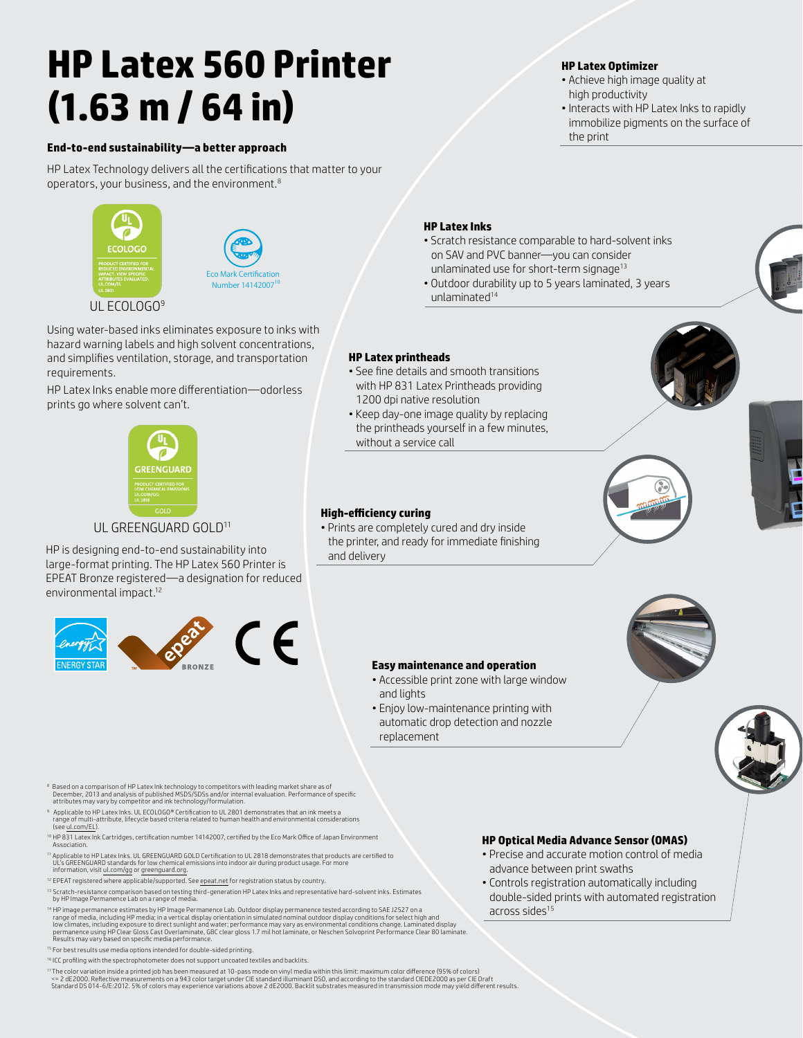# HP Latex 560 Printer (1.63 m / 64 in)

### End-to-end sustainability—a better approach

HP Latex Technology delivers all the certifications that matter to your operators, your business, and the environment.[8]

UL ECOLOGO[9]

Eco Mark Certification Number 14142007[10]

Using water-based inks eliminates exposure to inks with hazard warning labels and high solvent concentrations, and simplifies ventilation, storage, and transportation requirements.

HP Latex Inks enable more differentiation—odorless prints go where solvent can't.

UL GREENGUARD GOLD[11]

HP is designing end-to-end sustainability into large-format printing. The HP Latex 560 Printer is EPEAT Bronze registered—a designation for reduced environmental impact.[12]

### HP Latex Optimizer

- Achieve high image quality at high productivity
- Interacts with HP Latex Inks to rapidly immobilize pigments on the surface of the print

### HP Latex Inks

- Scratch resistance comparable to hard-solvent inks on SAV and PVC banner—you can consider unlaminated use for short-term signage[13]
- Outdoor durability up to 5 years laminated, 3 years unlaminated[14]

### HP Latex printheads

- See fine details and smooth transitions with HP 831 Latex Printheads providing 1200 dpi native resolution
- Keep day-one image quality by replacing the printheads yourself in a few minutes, without a service call

### High-efficiency curing

- Prints are completely cured and dry inside the printer, and ready for immediate finishing and delivery

### Easy maintenance and operation

- Accessible print zone with large window and lights
- Enjoy low-maintenance printing with automatic drop detection and nozzle replacement

### HP Optical Media Advance Sensor (OMAS)

- Precise and accurate motion control of media advance between print swaths
- Controls registration automatically including double-sided prints with automated registration across sides[15]

---

[8] Based on a comparison of HP Latex Ink technology to competitors with leading market share as of December, 2013 and analysis of published MSDS/SDSs and/or internal evaluation. Performance of specific attributes may vary by competitor and ink technology/formulation.

[9] Applicable to HP Latex Inks. UL ECOLOGO® Certification to UL 2801 demonstrates that an ink meets a range of multi-attribute, lifecycle based criteria related to human health and environmental considerations (see ul.com/EL).

[10] HP 831 Latex Ink Cartridges, certification number 14142007, certified by the Eco Mark Office of Japan Environment Association.

[11] Applicable to HP Latex Inks. UL GREENGUARD GOLD Certification to UL 2818 demonstrates that products are certified to UL's GREENGUARD standards for low chemical emissions into indoor air during product usage. For more information, visit ul.com/gg or greenguard.org.

[12] EPEAT registered where applicable/supported. See epeat.net for registration status by country.

[13] Scratch-resistance comparison based on testing third-generation HP Latex Inks and representative hard-solvent inks. Estimates by HP Image Permanence Lab on a range of media.

[14] HP image permanence estimates by HP Image Permanence Lab. Outdoor display permanence tested according to SAE J2527 on a range of media, including HP media; in a vertical display orientation in simulated nominal outdoor display conditions for select high and low climates, including exposure to direct sunlight and water; performance may vary as environmental conditions change. Laminated display permanence using HP Clear Gloss Cast Overlaminate, GBC clear gloss 1.7 mil hot laminate, or Neschen Solvoprint Performance Clear 80 laminate. Results may vary based on specific media performance.

[15] For best results use media options intended for double-sided printing.

[16] ICC profiling with the spectrophotometer does not support uncoated textiles and backlits.

[17] The color variation inside a printed job has been measured at 10-pass mode on vinyl media within this limit: maximum color difference (95% of colors) <= 2 dE2000. Reflective measurements on a 943 color target under CIE standard illuminant D50, and according to the standard CIEDE2000 as per CIE Draft Standard DS 014-6/E:2012. 5% of colors may experience variations above 2 dE2000. Backlit substrates measured in transmission mode may yield different results.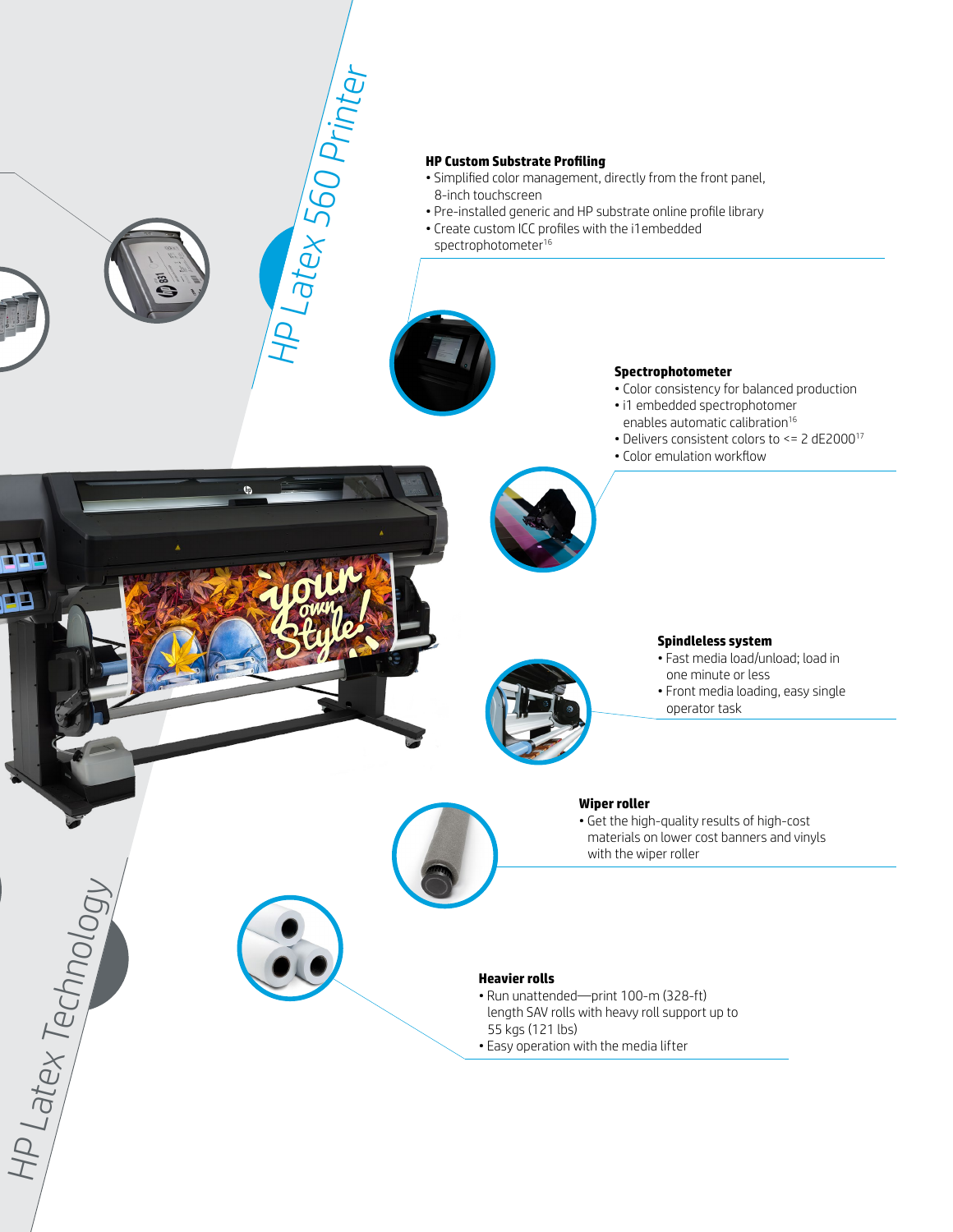HP Latex 560 Printer

### HP Custom Substrate Profiling

- Simplified color management, directly from the front panel, 8-inch touchscreen
- Pre-installed generic and HP substrate online profile library
- Create custom ICC profiles with the i1 embedded spectrophotometer[16]

### Spectrophotometer

- Color consistency for balanced production
- i1 embedded spectrophotometer enables automatic calibration[16]
- Delivers consistent colors to <= 2 dE2000[17]
- Color emulation workflow

### Spindleless system

- Fast media load/unload; load in one minute or less
- Front media loading, easy single operator task

### Wiper roller

- Get the high-quality results of high-cost materials on lower cost banners and vinyls with the wiper roller

### Heavier rolls

- Run unattended—print 100-m (328-ft) length SAV rolls with heavy roll support up to 55 kgs (121 lbs)
- Easy operation with the media lifter

HP Latex Technology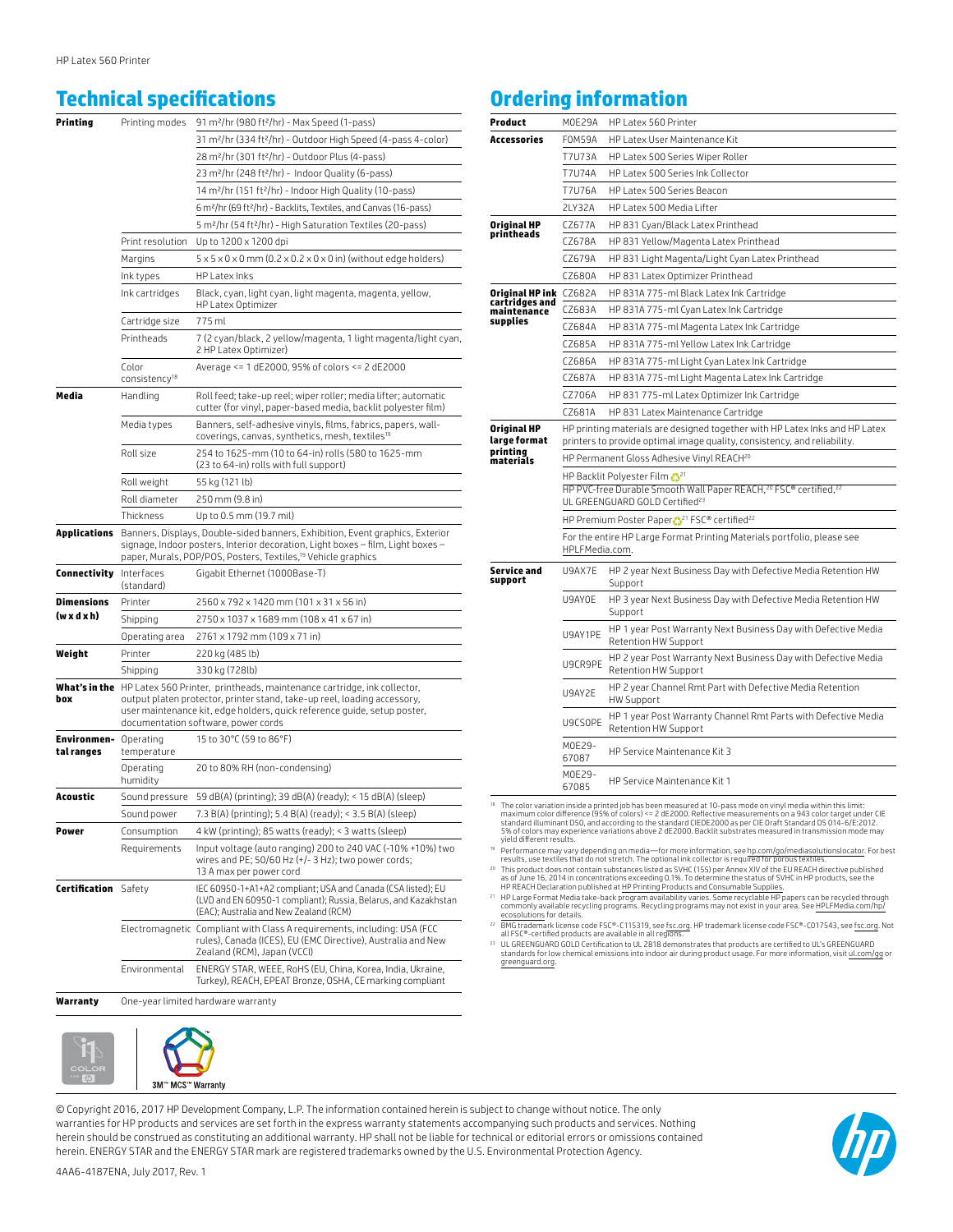## Technical specifications

| | | |
|---|---|---|
| **Printing** | Printing modes | 91 m²/hr (980 ft²/hr) - Max Speed (1-pass) |
| | | 31 m²/hr (334 ft²/hr) - Outdoor High Speed (4-pass 4-color) |
| | | 28 m²/hr (301 ft²/hr) - Outdoor Plus (4-pass) |
| | | 23 m²/hr (248 ft²/hr) - Indoor Quality (6-pass) |
| | | 14 m²/hr (151 ft²/hr) - Indoor High Quality (10-pass) |
| | | 6 m²/hr (69 ft²/hr) - Backlits, Textiles, and Canvas (16-pass) |
| | | 5 m²/hr (54 ft²/hr) - High Saturation Textiles (20-pass) |
| | Print resolution | Up to 1200 x 1200 dpi |
| | Margins | 5 x 5 x 0 x 0 mm (0.2 x 0.2 x 0 x 0 in) (without edge holders) |
| | Ink types | HP Latex Inks |
| | Ink cartridges | Black, cyan, light cyan, light magenta, magenta, yellow, HP Latex Optimizer |
| | Cartridge size | 775 ml |
| | Printheads | 7 (2 cyan/black, 2 yellow/magenta, 1 light magenta/light cyan, 2 HP Latex Optimizer) |
| | Color consistency[18] | Average <= 1 dE2000, 95% of colors <= 2 dE2000 |
| **Media** | Handling | Roll feed; take-up reel; wiper roller; media lifter; automatic cutter (for vinyl, paper-based media, backlit polyester film) |
| | Media types | Banners, self-adhesive vinyls, films, fabrics, papers, wall-coverings, canvas, synthetics, mesh, textiles[19] |
| | Roll size | 254 to 1625-mm (10 to 64-in) rolls (580 to 1625-mm (23 to 64-in) rolls with full support) |
| | Roll weight | 55 kg (121 lb) |
| | Roll diameter | 250 mm (9.8 in) |
| | Thickness | Up to 0.5 mm (19.7 mil) |
| **Applications** | | Banners, Displays, Double-sided banners, Exhibition, Event graphics, Exterior signage, Indoor posters, Interior decoration, Light boxes – film, Light boxes – paper, Murals, POP/POS, Posters, Textiles,[19] Vehicle graphics |
| **Connectivity** | Interfaces (standard) | Gigabit Ethernet (1000Base-T) |
| **Dimensions (w x d x h)** | Printer | 2560 x 792 x 1420 mm (101 x 31 x 56 in) |
| | Shipping | 2750 x 1037 x 1689 mm (108 x 41 x 67 in) |
| | Operating area | 2761 x 1792 mm (109 x 71 in) |
| **Weight** | Printer | 220 kg (485 lb) |
| | Shipping | 330 kg (728lb) |
| **What's in the box** | | HP Latex 560 Printer, printheads, maintenance cartridge, ink collector, output platen protector, printer stand, take-up reel, loading accessory, user maintenance kit, edge holders, quick reference guide, setup poster, documentation software, power cords |
| **Environmental ranges** | Operating temperature | 15 to 30°C (59 to 86°F) |
| | Operating humidity | 20 to 80% RH (non-condensing) |
| **Acoustic** | Sound pressure | 59 dB(A) (printing); 39 dB(A) (ready); < 15 dB(A) (sleep) |
| | Sound power | 7.3 B(A) (printing); 5.4 B(A) (ready); < 3.5 B(A) (sleep) |
| **Power** | Consumption | 4 kW (printing); 85 watts (ready); < 3 watts (sleep) |
| | Requirements | Input voltage (auto ranging) 200 to 240 VAC (-10% +10%) two wires and PE; 50/60 Hz (+/- 3 Hz); two power cords; 13 A max per power cord |
| **Certification** | Safety | IEC 60950-1+A1+A2 compliant; USA and Canada (CSA listed); EU (LVD and EN 60950-1 compliant); Russia, Belarus, and Kazakhstan (EAC); Australia and New Zealand (RCM) |
| | Electromagnetic | Compliant with Class A requirements, including: USA (FCC rules), Canada (ICES), EU (EMC Directive), Australia and New Zealand (RCM), Japan (VCCI) |
| | Environmental | ENERGY STAR, WEEE, RoHS (EU, China, Korea, India, Ukraine, Turkey), REACH, EPEAT Bronze, OSHA, CE marking compliant |
| **Warranty** | | One-year limited hardware warranty |

3M™ MCS™ Warranty

## Ordering information

| | | |
|---|---|---|
| **Product** | M0E29A | HP Latex 560 Printer |
| **Accessories** | F0M59A | HP Latex User Maintenance Kit |
| | T7U73A | HP Latex 500 Series Wiper Roller |
| | T7U74A | HP Latex 500 Series Ink Collector |
| | T7U76A | HP Latex 500 Series Beacon |
| | 2LY32A | HP Latex 500 Media Lifter |
| **Original HP printheads** | CZ677A | HP 831 Cyan/Black Latex Printhead |
| | CZ678A | HP 831 Yellow/Magenta Latex Printhead |
| | CZ679A | HP 831 Light Magenta/Light Cyan Latex Printhead |
| | CZ680A | HP 831 Latex Optimizer Printhead |
| **Original HP ink cartridges and maintenance supplies** | CZ682A | HP 831A 775-ml Black Latex Ink Cartridge |
| | CZ683A | HP 831A 775-ml Cyan Latex Ink Cartridge |
| | CZ684A | HP 831A 775-ml Magenta Latex Ink Cartridge |
| | CZ685A | HP 831A 775-ml Yellow Latex Ink Cartridge |
| | CZ686A | HP 831A 775-ml Light Cyan Latex Ink Cartridge |
| | CZ687A | HP 831A 775-ml Light Magenta Latex Ink Cartridge |
| | CZ706A | HP 831 775-ml Latex Optimizer Ink Cartridge |
| | CZ681A | HP 831 Latex Maintenance Cartridge |
| **Original HP large format printing materials** | | HP printing materials are designed together with HP Latex Inks and HP Latex printers to provide optimal image quality, consistency, and reliability. |
| | | HP Permanent Gloss Adhesive Vinyl REACH[20] |
| | | HP Backlit Polyester Film[21] |
| | | HP PVC-free Durable Smooth Wall Paper REACH,[20] FSC® certified,[22] UL GREENGUARD GOLD Certified[23] |
| | | HP Premium Poster Paper[21] FSC® certified[22] |
| | | For the entire HP Large Format Printing Materials portfolio, please see HPLFMedia.com. |
| **Service and support** | U9AX7E | HP 2 year Next Business Day with Defective Media Retention HW Support |
| | U9AY0E | HP 3 year Next Business Day with Defective Media Retention HW Support |
| | U9AY1PE | HP 1 year Post Warranty Next Business Day with Defective Media Retention HW Support |
| | U9CR9PE | HP 2 year Post Warranty Next Business Day with Defective Media Retention HW Support |
| | U9AY2E | HP 2 year Channel Rmt Part with Defective Media Retention HW Support |
| | U9CS0PE | HP 1 year Post Warranty Channel Rmt Parts with Defective Media Retention HW Support |
| | M0E29-67087 | HP Service Maintenance Kit 3 |
| | M0E29-67085 | HP Service Maintenance Kit 1 |

[18] The color variation inside a printed job has been measured at 10-pass mode on vinyl media within this limit: maximum color difference (95% of colors) <= 2 dE2000. Reflective measurements on a 943 color target under CIE standard illuminant D50, and according to the standard CIEDE2000 as per CIE Draft Standard DS 014-6/E:2012. 5% of colors may experience variations above 2 dE2000. Backlit substrates measured in transmission mode may yield different results.

[19] Performance may vary depending on media—for more information, see hp.com/go/mediasolutionslocator. For best results, use textiles that do not stretch. The optional ink collector is required for porous textiles.

[20] This product does not contain substances listed as SVHC (155) per Annex XIV of the EU REACH directive published as of June 16, 2014 in concentrations exceeding 0.1%. To determine the status of SVHC in HP products, see the HP REACH Declaration published at HP Printing Products and Consumable Supplies.

[21] HP Large Format Media take-back program availability varies. Some recyclable HP papers can be recycled through commonly available recycling programs. Recycling programs may not exist in your area. See HPLFMedia.com/hp/ecosolutions for details.

[22] BMG trademark license code FSC®-C115319, see fsc.org. HP trademark license code FSC®-C017543, see fsc.org. Not all FSC®-certified products are available in all regions.

[23] UL GREENGUARD GOLD Certification to UL 2818 demonstrates that products are certified to UL's GREENGUARD standards for low chemical emissions into indoor air during product usage. For more information, visit ul.com/gg or greenguard.org.

© Copyright 2016, 2017 HP Development Company, L.P. The information contained herein is subject to change without notice. The only warranties for HP products and services are set forth in the express warranty statements accompanying such products and services. Nothing herein should be construed as constituting an additional warranty. HP shall not be liable for technical or editorial errors or omissions contained herein. ENERGY STAR and the ENERGY STAR mark are registered trademarks owned by the U.S. Environmental Protection Agency.

4AA6-4187ENA, July 2017, Rev. 1